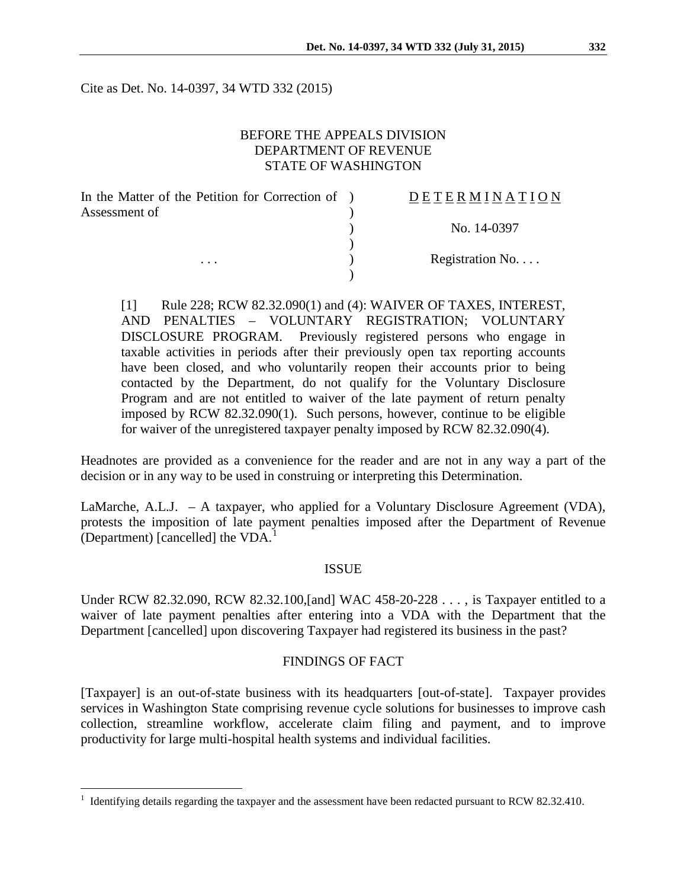Cite as Det. No. 14-0397, 34 WTD 332 (2015)

BEFORE THE APPEALS DIVISION
DEPARTMENT OF REVENUE
STATE OF WASHINGTON

| In the Matter of the Petition for Correction of Assessment of | ) | DETERMINATION |
|---|---|---|
| | ) | No. 14-0397 |
| . . . | ) | Registration No. . . . |

[1] Rule 228; RCW 82.32.090(1) and (4): WAIVER OF TAXES, INTEREST, AND PENALTIES – VOLUNTARY REGISTRATION; VOLUNTARY DISCLOSURE PROGRAM. Previously registered persons who engage in taxable activities in periods after their previously open tax reporting accounts have been closed, and who voluntarily reopen their accounts prior to being contacted by the Department, do not qualify for the Voluntary Disclosure Program and are not entitled to waiver of the late payment of return penalty imposed by RCW 82.32.090(1). Such persons, however, continue to be eligible for waiver of the unregistered taxpayer penalty imposed by RCW 82.32.090(4).

Headnotes are provided as a convenience for the reader and are not in any way a part of the decision or in any way to be used in construing or interpreting this Determination.

LaMarche, A.L.J. – A taxpayer, who applied for a Voluntary Disclosure Agreement (VDA), protests the imposition of late payment penalties imposed after the Department of Revenue (Department) [cancelled] the VDA.[1]

## ISSUE

Under RCW 82.32.090, RCW 82.32.100,[and] WAC 458-20-228 . . . , is Taxpayer entitled to a waiver of late payment penalties after entering into a VDA with the Department that the Department [cancelled] upon discovering Taxpayer had registered its business in the past?

## FINDINGS OF FACT

[Taxpayer] is an out-of-state business with its headquarters [out-of-state]. Taxpayer provides services in Washington State comprising revenue cycle solutions for businesses to improve cash collection, streamline workflow, accelerate claim filing and payment, and to improve productivity for large multi-hospital health systems and individual facilities.

[1] Identifying details regarding the taxpayer and the assessment have been redacted pursuant to RCW 82.32.410.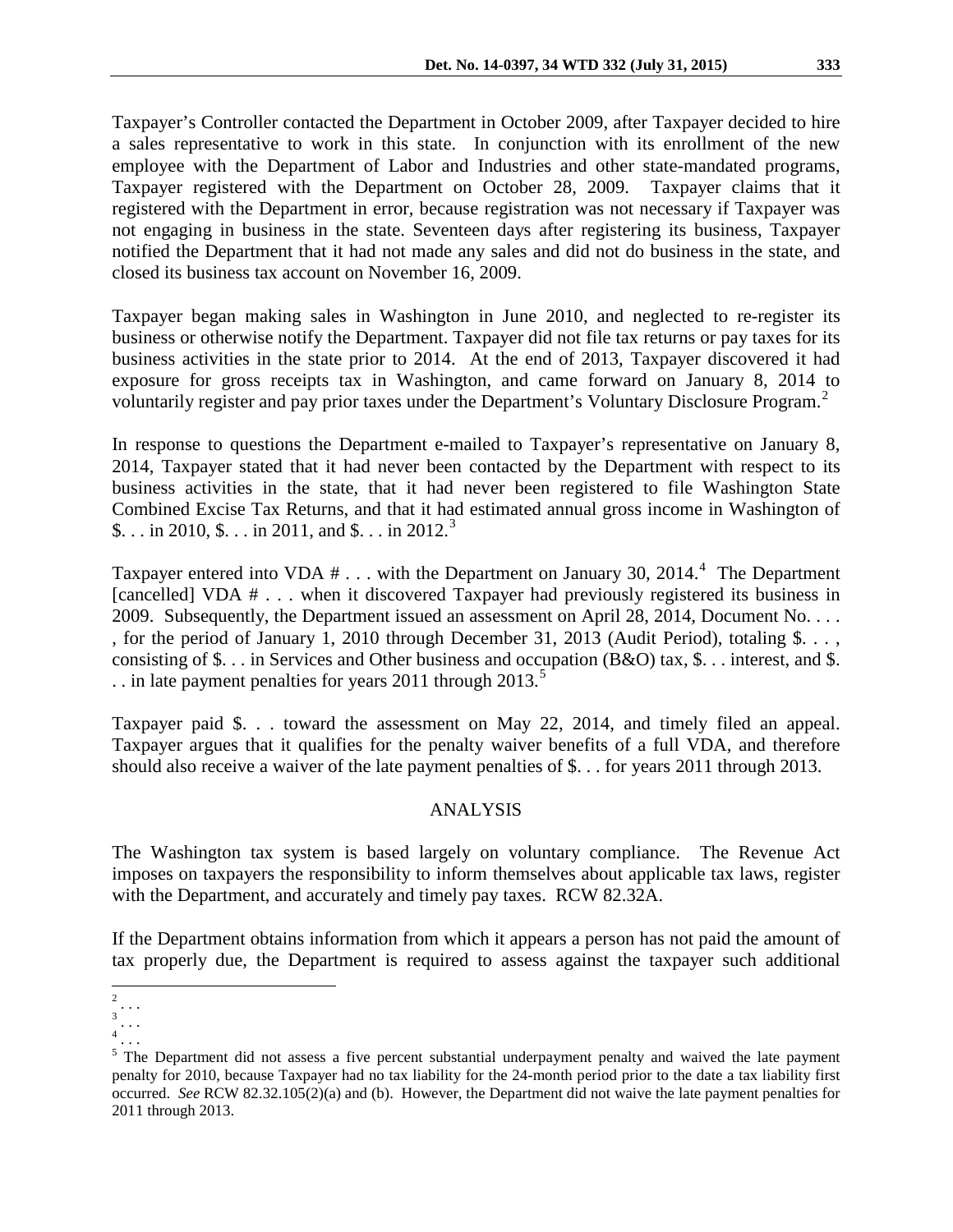Taxpayer's Controller contacted the Department in October 2009, after Taxpayer decided to hire a sales representative to work in this state. In conjunction with its enrollment of the new employee with the Department of Labor and Industries and other state-mandated programs, Taxpayer registered with the Department on October 28, 2009. Taxpayer claims that it registered with the Department in error, because registration was not necessary if Taxpayer was not engaging in business in the state. Seventeen days after registering its business, Taxpayer notified the Department that it had not made any sales and did not do business in the state, and closed its business tax account on November 16, 2009.

Taxpayer began making sales in Washington in June 2010, and neglected to re-register its business or otherwise notify the Department. Taxpayer did not file tax returns or pay taxes for its business activities in the state prior to 2014. At the end of 2013, Taxpayer discovered it had exposure for gross receipts tax in Washington, and came forward on January 8, 2014 to voluntarily register and pay prior taxes under the Department's Voluntary Disclosure Program.[2]

In response to questions the Department e-mailed to Taxpayer's representative on January 8, 2014, Taxpayer stated that it had never been contacted by the Department with respect to its business activities in the state, that it had never been registered to file Washington State Combined Excise Tax Returns, and that it had estimated annual gross income in Washington of $. . . in 2010, $. . . in 2011, and $. . . in 2012.[3]

Taxpayer entered into VDA # . . . with the Department on January 30, 2014.[4] The Department [cancelled] VDA # . . . when it discovered Taxpayer had previously registered its business in 2009. Subsequently, the Department issued an assessment on April 28, 2014, Document No. . . . , for the period of January 1, 2010 through December 31, 2013 (Audit Period), totaling $. . . , consisting of $. . . in Services and Other business and occupation (B&O) tax, $. . . interest, and $. . . in late payment penalties for years 2011 through 2013.[5]

Taxpayer paid $. . . toward the assessment on May 22, 2014, and timely filed an appeal. Taxpayer argues that it qualifies for the penalty waiver benefits of a full VDA, and therefore should also receive a waiver of the late payment penalties of $. . . for years 2011 through 2013.

## ANALYSIS

The Washington tax system is based largely on voluntary compliance. The Revenue Act imposes on taxpayers the responsibility to inform themselves about applicable tax laws, register with the Department, and accurately and timely pay taxes. RCW 82.32A.

If the Department obtains information from which it appears a person has not paid the amount of tax properly due, the Department is required to assess against the taxpayer such additional

---

[2] . . .

[3] . . .

[4] . . .

[5] The Department did not assess a five percent substantial underpayment penalty and waived the late payment penalty for 2010, because Taxpayer had no tax liability for the 24-month period prior to the date a tax liability first occurred. *See* RCW 82.32.105(2)(a) and (b). However, the Department did not waive the late payment penalties for 2011 through 2013.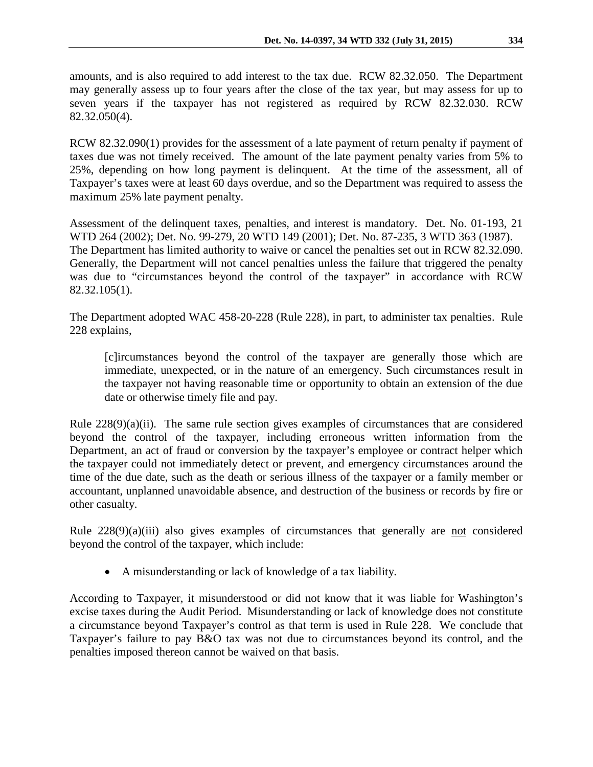amounts, and is also required to add interest to the tax due. RCW 82.32.050. The Department may generally assess up to four years after the close of the tax year, but may assess for up to seven years if the taxpayer has not registered as required by RCW 82.32.030. RCW 82.32.050(4).

RCW 82.32.090(1) provides for the assessment of a late payment of return penalty if payment of taxes due was not timely received. The amount of the late payment penalty varies from 5% to 25%, depending on how long payment is delinquent. At the time of the assessment, all of Taxpayer's taxes were at least 60 days overdue, and so the Department was required to assess the maximum 25% late payment penalty.

Assessment of the delinquent taxes, penalties, and interest is mandatory. Det. No. 01-193, 21 WTD 264 (2002); Det. No. 99-279, 20 WTD 149 (2001); Det. No. 87-235, 3 WTD 363 (1987). The Department has limited authority to waive or cancel the penalties set out in RCW 82.32.090. Generally, the Department will not cancel penalties unless the failure that triggered the penalty was due to "circumstances beyond the control of the taxpayer" in accordance with RCW 82.32.105(1).

The Department adopted WAC 458-20-228 (Rule 228), in part, to administer tax penalties. Rule 228 explains,

> [c]ircumstances beyond the control of the taxpayer are generally those which are immediate, unexpected, or in the nature of an emergency. Such circumstances result in the taxpayer not having reasonable time or opportunity to obtain an extension of the due date or otherwise timely file and pay.

Rule 228(9)(a)(ii). The same rule section gives examples of circumstances that are considered beyond the control of the taxpayer, including erroneous written information from the Department, an act of fraud or conversion by the taxpayer's employee or contract helper which the taxpayer could not immediately detect or prevent, and emergency circumstances around the time of the due date, such as the death or serious illness of the taxpayer or a family member or accountant, unplanned unavoidable absence, and destruction of the business or records by fire or other casualty.

Rule 228(9)(a)(iii) also gives examples of circumstances that generally are <u>not</u> considered beyond the control of the taxpayer, which include:

- A misunderstanding or lack of knowledge of a tax liability.

According to Taxpayer, it misunderstood or did not know that it was liable for Washington's excise taxes during the Audit Period. Misunderstanding or lack of knowledge does not constitute a circumstance beyond Taxpayer's control as that term is used in Rule 228. We conclude that Taxpayer's failure to pay B&O tax was not due to circumstances beyond its control, and the penalties imposed thereon cannot be waived on that basis.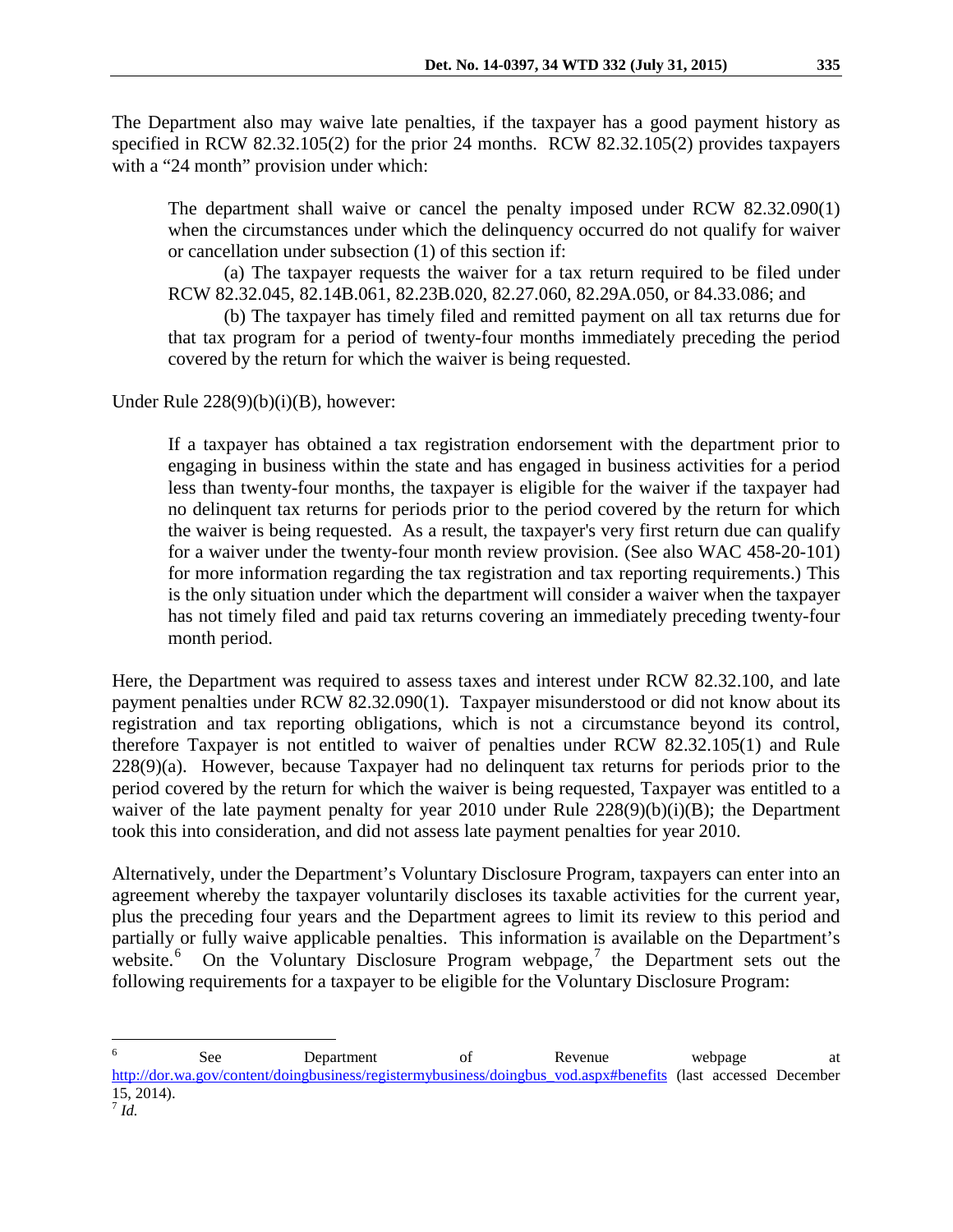The Department also may waive late penalties, if the taxpayer has a good payment history as specified in RCW 82.32.105(2) for the prior 24 months. RCW 82.32.105(2) provides taxpayers with a "24 month" provision under which:

> The department shall waive or cancel the penalty imposed under RCW 82.32.090(1) when the circumstances under which the delinquency occurred do not qualify for waiver or cancellation under subsection (1) of this section if:
>
> (a) The taxpayer requests the waiver for a tax return required to be filed under RCW 82.32.045, 82.14B.061, 82.23B.020, 82.27.060, 82.29A.050, or 84.33.086; and
>
> (b) The taxpayer has timely filed and remitted payment on all tax returns due for that tax program for a period of twenty-four months immediately preceding the period covered by the return for which the waiver is being requested.

Under Rule 228(9)(b)(i)(B), however:

> If a taxpayer has obtained a tax registration endorsement with the department prior to engaging in business within the state and has engaged in business activities for a period less than twenty-four months, the taxpayer is eligible for the waiver if the taxpayer had no delinquent tax returns for periods prior to the period covered by the return for which the waiver is being requested. As a result, the taxpayer's very first return due can qualify for a waiver under the twenty-four month review provision. (See also WAC 458-20-101) for more information regarding the tax registration and tax reporting requirements.) This is the only situation under which the department will consider a waiver when the taxpayer has not timely filed and paid tax returns covering an immediately preceding twenty-four month period.

Here, the Department was required to assess taxes and interest under RCW 82.32.100, and late payment penalties under RCW 82.32.090(1). Taxpayer misunderstood or did not know about its registration and tax reporting obligations, which is not a circumstance beyond its control, therefore Taxpayer is not entitled to waiver of penalties under RCW 82.32.105(1) and Rule 228(9)(a). However, because Taxpayer had no delinquent tax returns for periods prior to the period covered by the return for which the waiver is being requested, Taxpayer was entitled to a waiver of the late payment penalty for year 2010 under Rule 228(9)(b)(i)(B); the Department took this into consideration, and did not assess late payment penalties for year 2010.

Alternatively, under the Department's Voluntary Disclosure Program, taxpayers can enter into an agreement whereby the taxpayer voluntarily discloses its taxable activities for the current year, plus the preceding four years and the Department agrees to limit its review to this period and partially or fully waive applicable penalties. This information is available on the Department's website.[6] On the Voluntary Disclosure Program webpage,[7] the Department sets out the following requirements for a taxpayer to be eligible for the Voluntary Disclosure Program:

---

[6] See Department of Revenue webpage at http://dor.wa.gov/content/doingbusiness/registermybusiness/doingbus_vod.aspx#benefits (last accessed December 15, 2014).

[7] *Id.*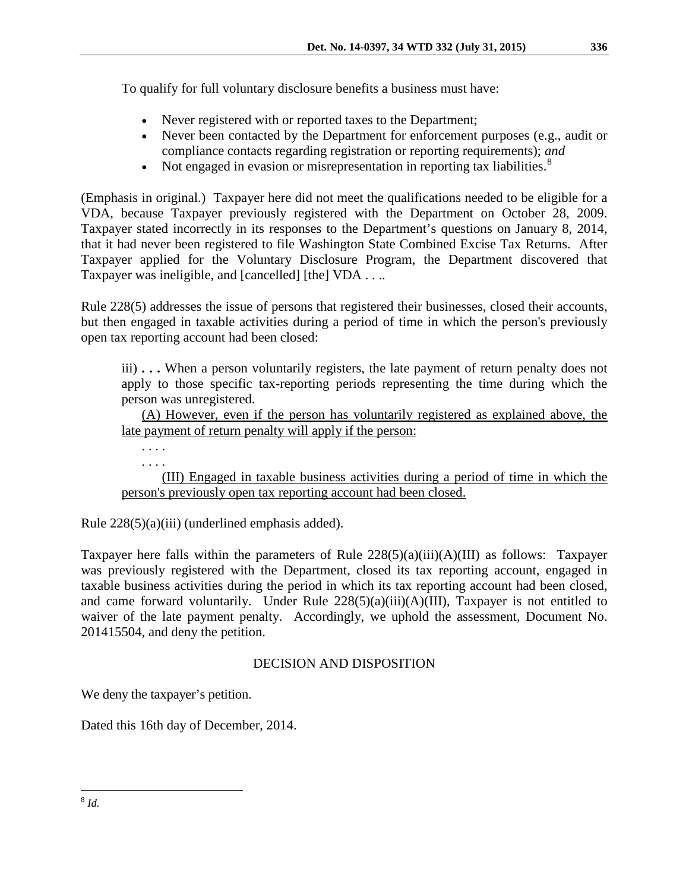To qualify for full voluntary disclosure benefits a business must have:

- Never registered with or reported taxes to the Department;
- Never been contacted by the Department for enforcement purposes (e.g., audit or compliance contacts regarding registration or reporting requirements); *and*
- Not engaged in evasion or misrepresentation in reporting tax liabilities.[8]

(Emphasis in original.) Taxpayer here did not meet the qualifications needed to be eligible for a VDA, because Taxpayer previously registered with the Department on October 28, 2009. Taxpayer stated incorrectly in its responses to the Department's questions on January 8, 2014, that it had never been registered to file Washington State Combined Excise Tax Returns. After Taxpayer applied for the Voluntary Disclosure Program, the Department discovered that Taxpayer was ineligible, and [cancelled] [the] VDA . . ..

Rule 228(5) addresses the issue of persons that registered their businesses, closed their accounts, but then engaged in taxable activities during a period of time in which the person's previously open tax reporting account had been closed:

> iii) **. . .** When a person voluntarily registers, the late payment of return penalty does not apply to those specific tax-reporting periods representing the time during which the person was unregistered.
>
> <u>(A) However, even if the person has voluntarily registered as explained above, the late payment of return penalty will apply if the person:</u>
>
> . . . .
>
> . . . .
>
> <u>(III) Engaged in taxable business activities during a period of time in which the person's previously open tax reporting account had been closed.</u>

Rule 228(5)(a)(iii) (underlined emphasis added).

Taxpayer here falls within the parameters of Rule 228(5)(a)(iii)(A)(III) as follows: Taxpayer was previously registered with the Department, closed its tax reporting account, engaged in taxable business activities during the period in which its tax reporting account had been closed, and came forward voluntarily. Under Rule 228(5)(a)(iii)(A)(III), Taxpayer is not entitled to waiver of the late payment penalty. Accordingly, we uphold the assessment, Document No. 201415504, and deny the petition.

## DECISION AND DISPOSITION

We deny the taxpayer's petition.

Dated this 16th day of December, 2014.

---

[8] *Id.*